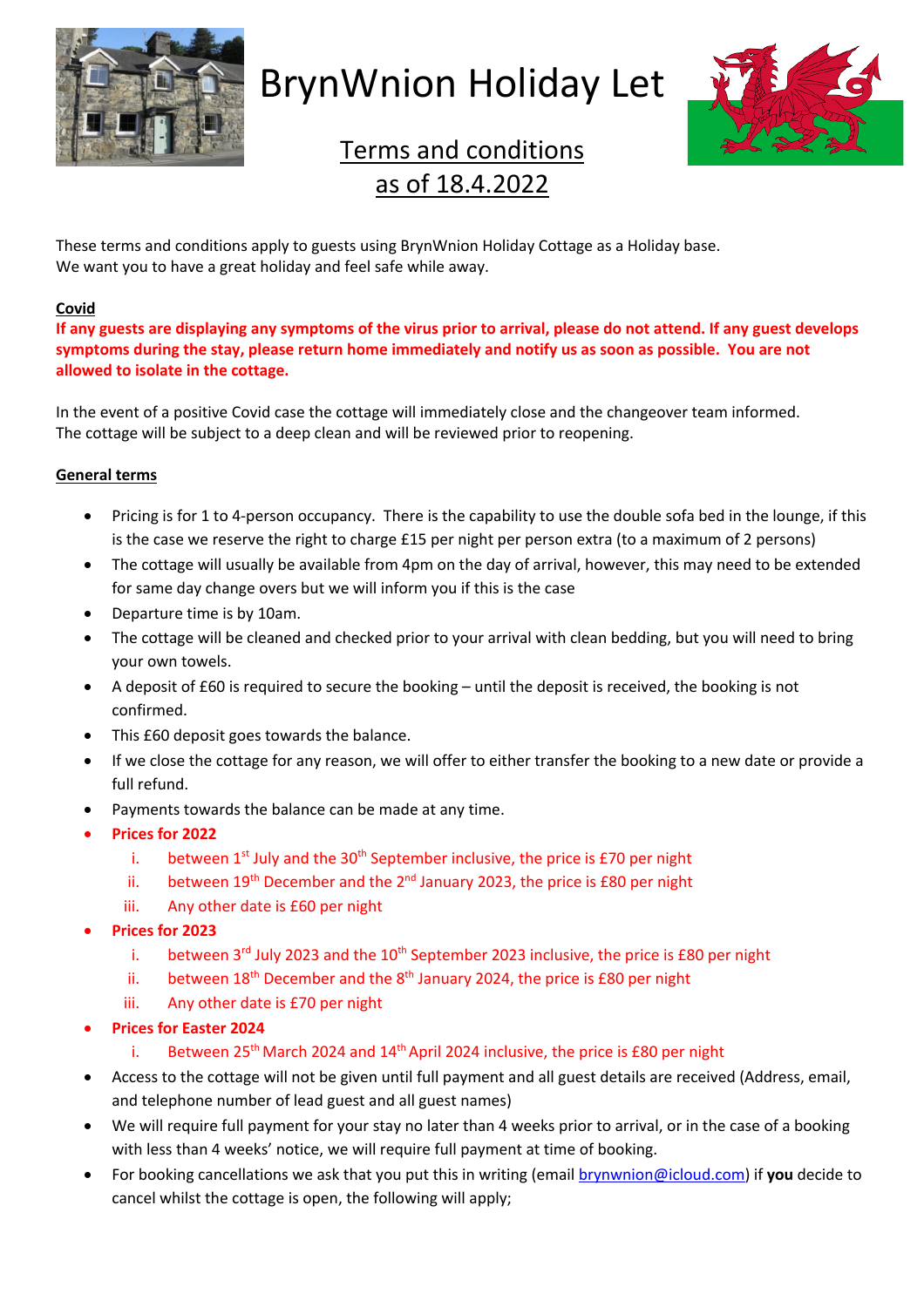# BrynWnion Holiday Let

## Terms and conditions as of 18.4.2022

These terms and conditions apply to guests using BrynWnion Holiday Cottage as a Holiday base.
We want you to have a great holiday and feel safe while away.

**Covid**

**If any guests are displaying any symptoms of the virus prior to arrival, please do not attend. If any guest develops symptoms during the stay, please return home immediately and notify us as soon as possible. You are not allowed to isolate in the cottage.**

In the event of a positive Covid case the cottage will immediately close and the changeover team informed. The cottage will be subject to a deep clean and will be reviewed prior to reopening.

**General terms**

- Pricing is for 1 to 4-person occupancy. There is the capability to use the double sofa bed in the lounge, if this is the case we reserve the right to charge £15 per night per person extra (to a maximum of 2 persons)
- The cottage will usually be available from 4pm on the day of arrival, however, this may need to be extended for same day change overs but we will inform you if this is the case
- Departure time is by 10am.
- The cottage will be cleaned and checked prior to your arrival with clean bedding, but you will need to bring your own towels.
- A deposit of £60 is required to secure the booking – until the deposit is received, the booking is not confirmed.
- This £60 deposit goes towards the balance.
- If we close the cottage for any reason, we will offer to either transfer the booking to a new date or provide a full refund.
- Payments towards the balance can be made at any time.
- **Prices for 2022**
  i. between 1st July and the 30th September inclusive, the price is £70 per night
  ii. between 19th December and the 2nd January 2023, the price is £80 per night
  iii. Any other date is £60 per night
- **Prices for 2023**
  i. between 3rd July 2023 and the 10th September 2023 inclusive, the price is £80 per night
  ii. between 18th December and the 8th January 2024, the price is £80 per night
  iii. Any other date is £70 per night
- **Prices for Easter 2024**
  i. Between 25th March 2024 and 14th April 2024 inclusive, the price is £80 per night
- Access to the cottage will not be given until full payment and all guest details are received (Address, email, and telephone number of lead guest and all guest names)
- We will require full payment for your stay no later than 4 weeks prior to arrival, or in the case of a booking with less than 4 weeks' notice, we will require full payment at time of booking.
- For booking cancellations we ask that you put this in writing (email brynwnion@icloud.com) if **you** decide to cancel whilst the cottage is open, the following will apply;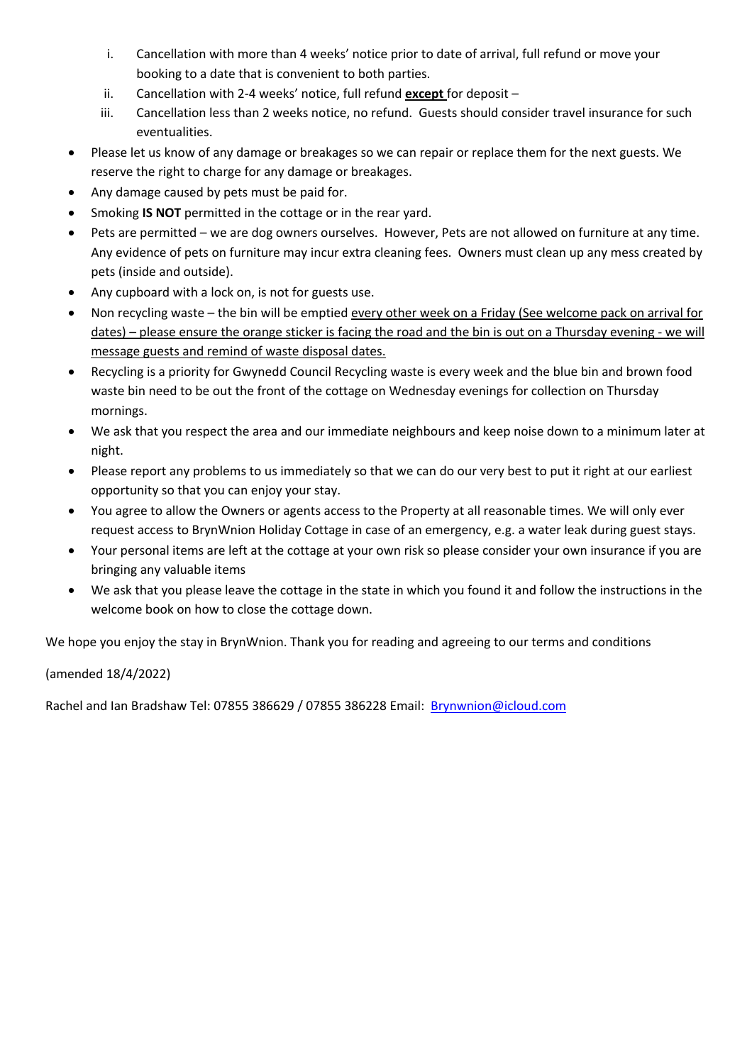i. Cancellation with more than 4 weeks' notice prior to date of arrival, full refund or move your booking to a date that is convenient to both parties.
ii. Cancellation with 2-4 weeks' notice, full refund <u>**except**</u> for deposit –
iii. Cancellation less than 2 weeks notice, no refund. Guests should consider travel insurance for such eventualities.

- Please let us know of any damage or breakages so we can repair or replace them for the next guests. We reserve the right to charge for any damage or breakages.
- Any damage caused by pets must be paid for.
- Smoking **IS NOT** permitted in the cottage or in the rear yard.
- Pets are permitted – we are dog owners ourselves. However, Pets are not allowed on furniture at any time. Any evidence of pets on furniture may incur extra cleaning fees. Owners must clean up any mess created by pets (inside and outside).
- Any cupboard with a lock on, is not for guests use.
- Non recycling waste – the bin will be emptied <u>every other week on a Friday (See welcome pack on arrival for dates) – please ensure the orange sticker is facing the road and the bin is out on a Thursday evening - we will message guests and remind of waste disposal dates.</u>
- Recycling is a priority for Gwynedd Council Recycling waste is every week and the blue bin and brown food waste bin need to be out the front of the cottage on Wednesday evenings for collection on Thursday mornings.
- We ask that you respect the area and our immediate neighbours and keep noise down to a minimum later at night.
- Please report any problems to us immediately so that we can do our very best to put it right at our earliest opportunity so that you can enjoy your stay.
- You agree to allow the Owners or agents access to the Property at all reasonable times. We will only ever request access to BrynWnion Holiday Cottage in case of an emergency, e.g. a water leak during guest stays.
- Your personal items are left at the cottage at your own risk so please consider your own insurance if you are bringing any valuable items
- We ask that you please leave the cottage in the state in which you found it and follow the instructions in the welcome book on how to close the cottage down.

We hope you enjoy the stay in BrynWnion. Thank you for reading and agreeing to our terms and conditions

(amended 18/4/2022)

Rachel and Ian Bradshaw Tel: 07855 386629 / 07855 386228 Email: Brynwnion@icloud.com